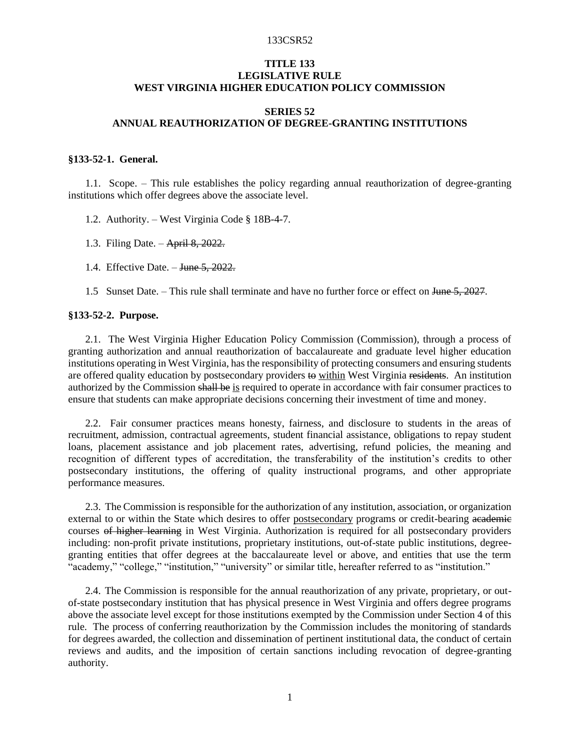# TITLE 133
# LEGISLATIVE RULE
# WEST VIRGINIA HIGHER EDUCATION POLICY COMMISSION

## SERIES 52
## ANNUAL REAUTHORIZATION OF DEGREE-GRANTING INSTITUTIONS

### §133-52-1. General.

1.1. Scope. – This rule establishes the policy regarding annual reauthorization of degree-granting institutions which offer degrees above the associate level.

1.2. Authority. – West Virginia Code § 18B-4-7.

1.3. Filing Date. – ~~April 8, 2022.~~

1.4. Effective Date. – ~~June 5, 2022.~~

1.5 Sunset Date. – This rule shall terminate and have no further force or effect on ~~June 5, 2027~~.

### §133-52-2. Purpose.

2.1. The West Virginia Higher Education Policy Commission (Commission), through a process of granting authorization and annual reauthorization of baccalaureate and graduate level higher education institutions operating in West Virginia, has the responsibility of protecting consumers and ensuring students are offered quality education by postsecondary providers ~~to~~ <u>within</u> West Virginia ~~residents~~. An institution authorized by the Commission ~~shall be~~ <u>is</u> required to operate in accordance with fair consumer practices to ensure that students can make appropriate decisions concerning their investment of time and money.

2.2. Fair consumer practices means honesty, fairness, and disclosure to students in the areas of recruitment, admission, contractual agreements, student financial assistance, obligations to repay student loans, placement assistance and job placement rates, advertising, refund policies, the meaning and recognition of different types of accreditation, the transferability of the institution's credits to other postsecondary institutions, the offering of quality instructional programs, and other appropriate performance measures.

2.3. The Commission is responsible for the authorization of any institution, association, or organization external to or within the State which desires to offer <u>postsecondary</u> programs or credit-bearing ~~academic~~ courses ~~of higher learning~~ in West Virginia. Authorization is required for all postsecondary providers including: non-profit private institutions, proprietary institutions, out-of-state public institutions, degree-granting entities that offer degrees at the baccalaureate level or above, and entities that use the term "academy," "college," "institution," "university" or similar title, hereafter referred to as "institution."

2.4. The Commission is responsible for the annual reauthorization of any private, proprietary, or out-of-state postsecondary institution that has physical presence in West Virginia and offers degree programs above the associate level except for those institutions exempted by the Commission under Section 4 of this rule. The process of conferring reauthorization by the Commission includes the monitoring of standards for degrees awarded, the collection and dissemination of pertinent institutional data, the conduct of certain reviews and audits, and the imposition of certain sanctions including revocation of degree-granting authority.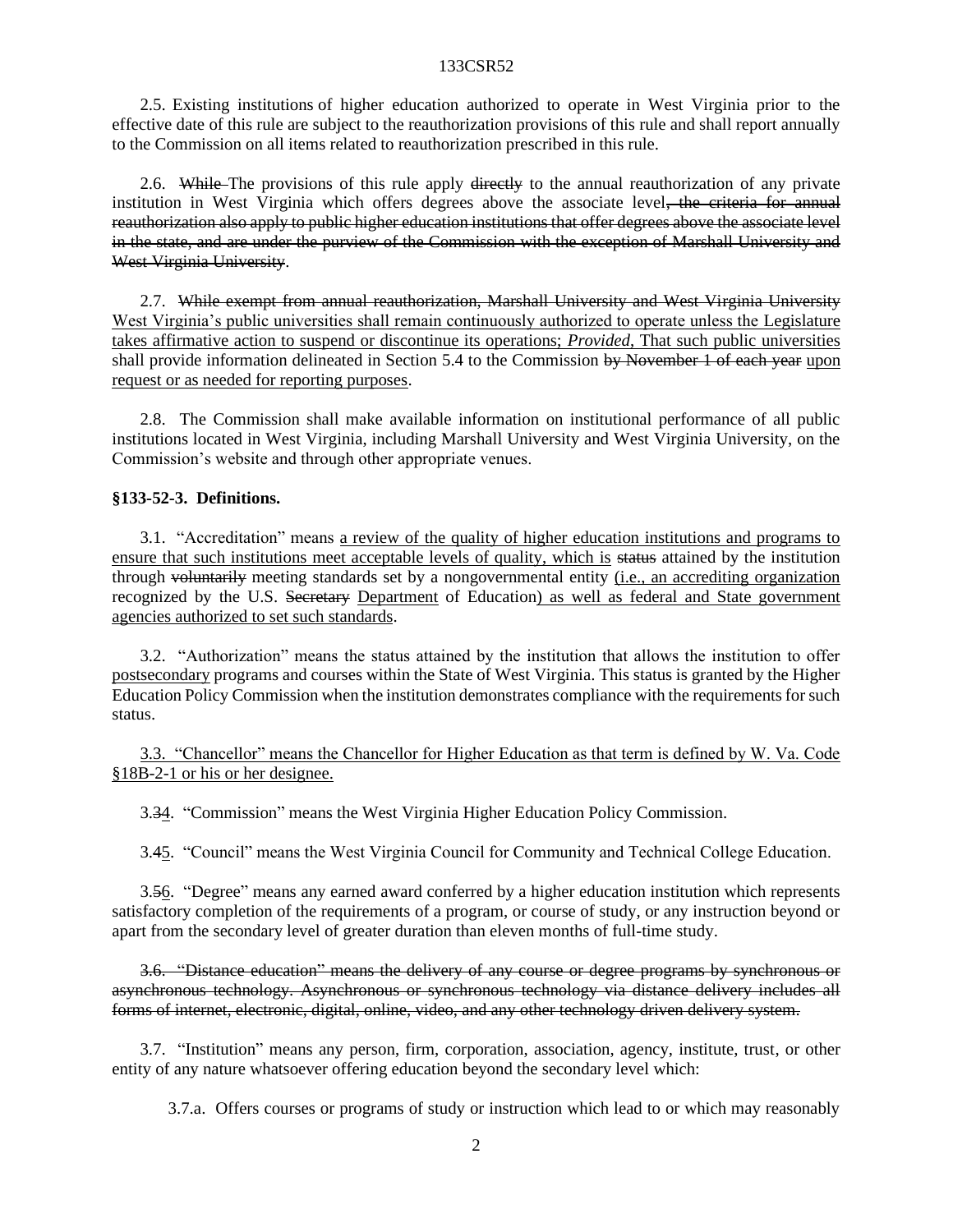2.5. Existing institutions of higher education authorized to operate in West Virginia prior to the effective date of this rule are subject to the reauthorization provisions of this rule and shall report annually to the Commission on all items related to reauthorization prescribed in this rule.

2.6. ~~While~~ The provisions of this rule apply ~~directly~~ to the annual reauthorization of any private institution in West Virginia which offers degrees above the associate level~~, the criteria for annual reauthorization also apply to public higher education institutions that offer degrees above the associate level in the state, and are under the purview of the Commission with the exception of Marshall University and West Virginia University~~.

2.7. ~~While exempt from annual reauthorization, Marshall University and West Virginia University~~ <u>West Virginia's public universities shall remain continuously authorized to operate unless the Legislature takes affirmative action to suspend or discontinue its operations; *Provided*, That such public universities</u> shall provide information delineated in Section 5.4 to the Commission ~~by November 1 of each year~~ <u>upon request or as needed for reporting purposes</u>.

2.8. The Commission shall make available information on institutional performance of all public institutions located in West Virginia, including Marshall University and West Virginia University, on the Commission's website and through other appropriate venues.

**§133-52-3. Definitions.**

3.1. "Accreditation" means <u>a review of the quality of higher education institutions and programs to ensure that such institutions meet acceptable levels of quality, which is</u> ~~status~~ attained by the institution through ~~voluntarily~~ meeting standards set by a nongovernmental entity <u>(i.e., an accrediting organization</u> recognized by the U.S. ~~Secretary~~ <u>Department</u> of Education<u>) as well as federal and State government agencies authorized to set such standards</u>.

3.2. "Authorization" means the status attained by the institution that allows the institution to offer <u>postsecondary</u> programs and courses within the State of West Virginia. This status is granted by the Higher Education Policy Commission when the institution demonstrates compliance with the requirements for such status.

<u>3.3. "Chancellor" means the Chancellor for Higher Education as that term is defined by W. Va. Code §18B-2-1 or his or her designee.</u>

3.~~3~~<u>4</u>. "Commission" means the West Virginia Higher Education Policy Commission.

3.~~4~~<u>5</u>. "Council" means the West Virginia Council for Community and Technical College Education.

3.~~5~~<u>6</u>. "Degree" means any earned award conferred by a higher education institution which represents satisfactory completion of the requirements of a program, or course of study, or any instruction beyond or apart from the secondary level of greater duration than eleven months of full-time study.

~~3.6. "Distance education" means the delivery of any course or degree programs by synchronous or asynchronous technology. Asynchronous or synchronous technology via distance delivery includes all forms of internet, electronic, digital, online, video, and any other technology driven delivery system.~~

3.7. "Institution" means any person, firm, corporation, association, agency, institute, trust, or other entity of any nature whatsoever offering education beyond the secondary level which:

3.7.a. Offers courses or programs of study or instruction which lead to or which may reasonably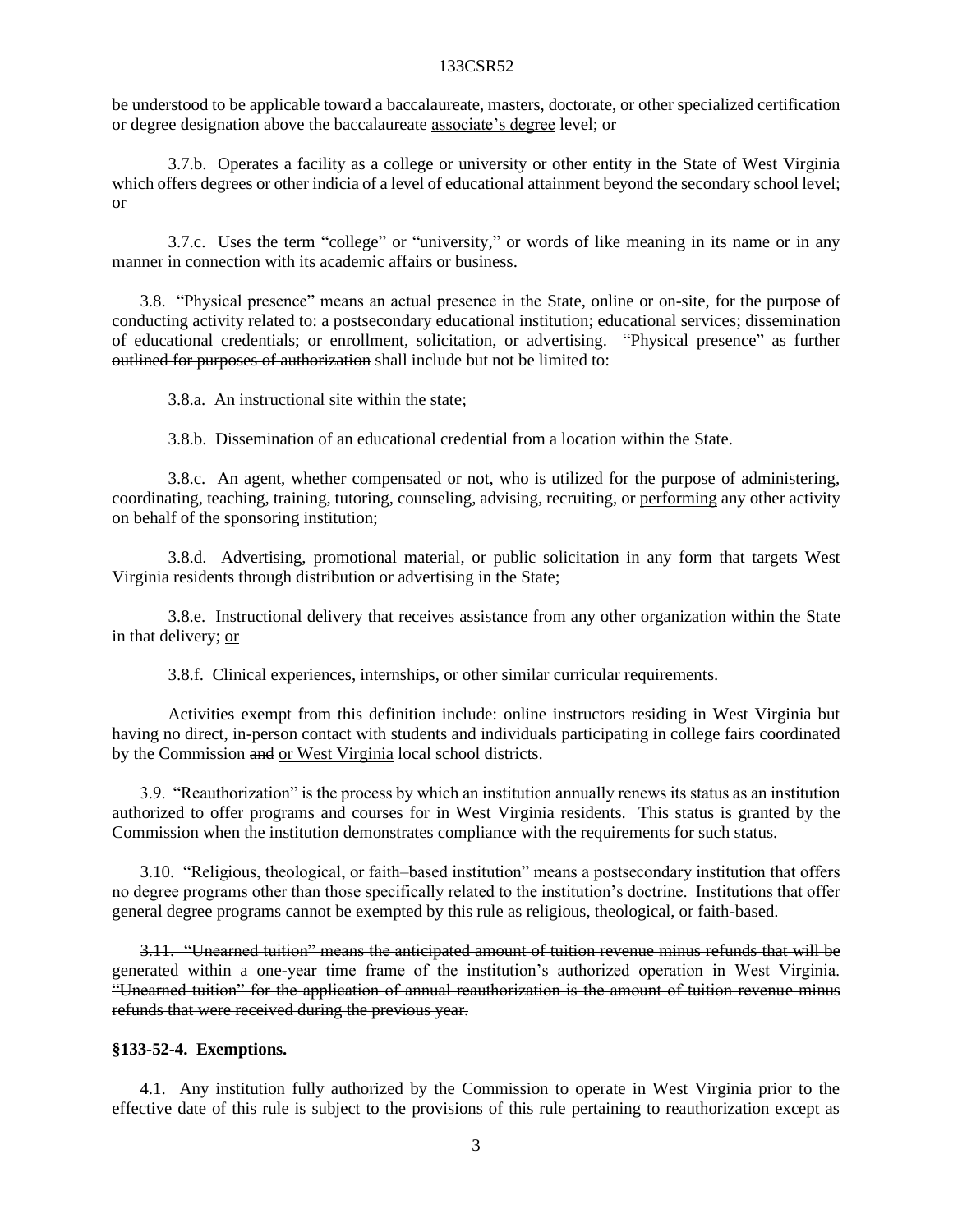be understood to be applicable toward a baccalaureate, masters, doctorate, or other specialized certification or degree designation above the ~~baccalaureate~~ <u>associate's degree</u> level; or

3.7.b. Operates a facility as a college or university or other entity in the State of West Virginia which offers degrees or other indicia of a level of educational attainment beyond the secondary school level; or

3.7.c. Uses the term "college" or "university," or words of like meaning in its name or in any manner in connection with its academic affairs or business.

3.8. "Physical presence" means an actual presence in the State, online or on-site, for the purpose of conducting activity related to: a postsecondary educational institution; educational services; dissemination of educational credentials; or enrollment, solicitation, or advertising. "Physical presence" ~~as further outlined for purposes of authorization~~ shall include but not be limited to:

3.8.a. An instructional site within the state;

3.8.b. Dissemination of an educational credential from a location within the State.

3.8.c. An agent, whether compensated or not, who is utilized for the purpose of administering, coordinating, teaching, training, tutoring, counseling, advising, recruiting, or <u>performing</u> any other activity on behalf of the sponsoring institution;

3.8.d. Advertising, promotional material, or public solicitation in any form that targets West Virginia residents through distribution or advertising in the State;

3.8.e. Instructional delivery that receives assistance from any other organization within the State in that delivery; <u>or</u>

3.8.f. Clinical experiences, internships, or other similar curricular requirements.

Activities exempt from this definition include: online instructors residing in West Virginia but having no direct, in-person contact with students and individuals participating in college fairs coordinated by the Commission ~~and~~ <u>or West Virginia</u> local school districts.

3.9. "Reauthorization" is the process by which an institution annually renews its status as an institution authorized to offer programs and courses for <u>in</u> West Virginia residents. This status is granted by the Commission when the institution demonstrates compliance with the requirements for such status.

3.10. "Religious, theological, or faith–based institution" means a postsecondary institution that offers no degree programs other than those specifically related to the institution's doctrine. Institutions that offer general degree programs cannot be exempted by this rule as religious, theological, or faith-based.

~~3.11. "Unearned tuition" means the anticipated amount of tuition revenue minus refunds that will be generated within a one-year time frame of the institution's authorized operation in West Virginia. "Unearned tuition" for the application of annual reauthorization is the amount of tuition revenue minus refunds that were received during the previous year.~~

**§133-52-4. Exemptions.**

4.1. Any institution fully authorized by the Commission to operate in West Virginia prior to the effective date of this rule is subject to the provisions of this rule pertaining to reauthorization except as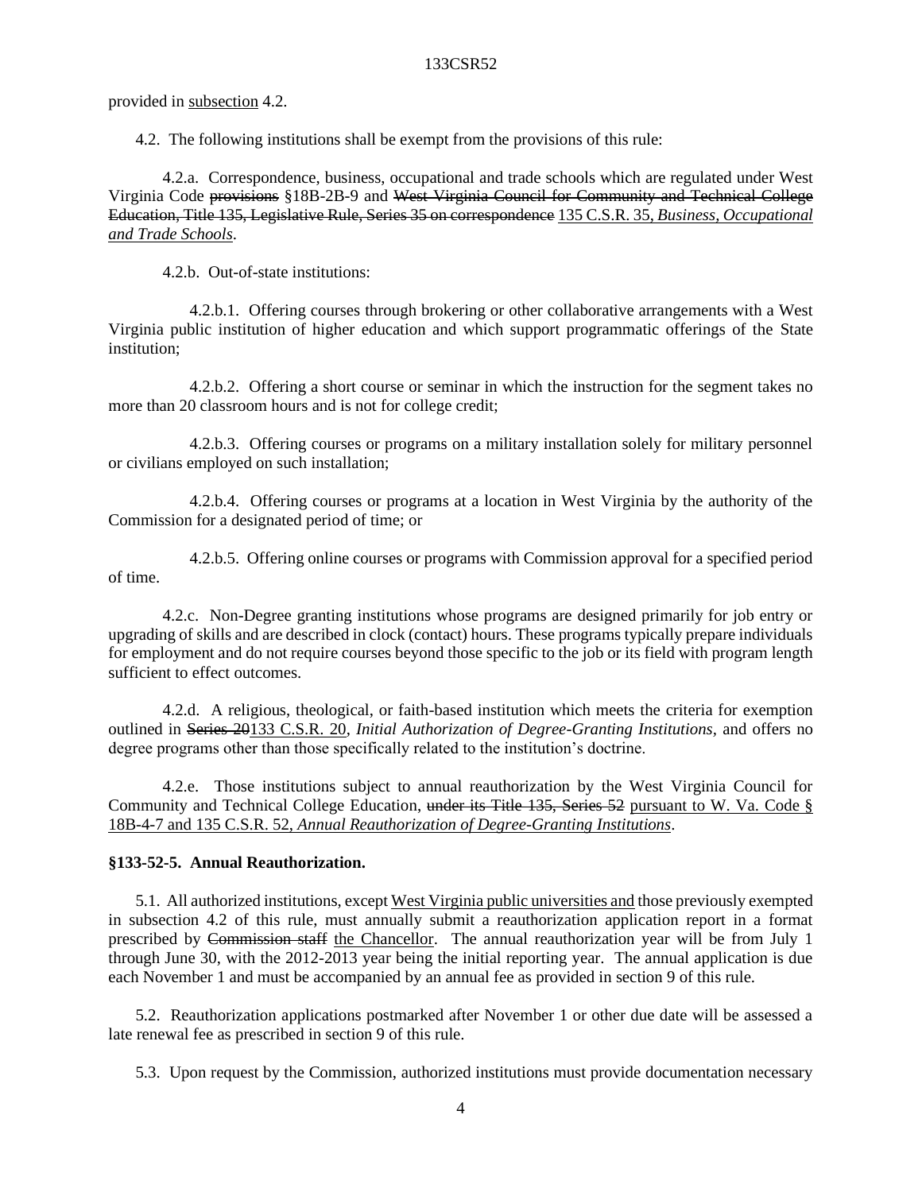provided in <u>subsection</u> 4.2.

4.2. The following institutions shall be exempt from the provisions of this rule:

4.2.a. Correspondence, business, occupational and trade schools which are regulated under West Virginia Code ~~provisions~~ §18B-2B-9 and ~~West Virginia Council for Community and Technical College Education, Title 135, Legislative Rule, Series 35 on correspondence~~ <u>135 C.S.R. 35, *Business, Occupational and Trade Schools*</u>.

4.2.b. Out-of-state institutions:

4.2.b.1. Offering courses through brokering or other collaborative arrangements with a West Virginia public institution of higher education and which support programmatic offerings of the State institution;

4.2.b.2. Offering a short course or seminar in which the instruction for the segment takes no more than 20 classroom hours and is not for college credit;

4.2.b.3. Offering courses or programs on a military installation solely for military personnel or civilians employed on such installation;

4.2.b.4. Offering courses or programs at a location in West Virginia by the authority of the Commission for a designated period of time; or

4.2.b.5. Offering online courses or programs with Commission approval for a specified period of time.

4.2.c. Non-Degree granting institutions whose programs are designed primarily for job entry or upgrading of skills and are described in clock (contact) hours. These programs typically prepare individuals for employment and do not require courses beyond those specific to the job or its field with program length sufficient to effect outcomes.

4.2.d. A religious, theological, or faith-based institution which meets the criteria for exemption outlined in ~~Series 20~~<u>133 C.S.R. 20</u>, *Initial Authorization of Degree-Granting Institutions*, and offers no degree programs other than those specifically related to the institution's doctrine.

4.2.e. Those institutions subject to annual reauthorization by the West Virginia Council for Community and Technical College Education, ~~under its Title 135, Series 52~~ <u>pursuant to W. Va. Code § 18B-4-7 and 135 C.S.R. 52, *Annual Reauthorization of Degree-Granting Institutions*</u>.

**§133-52-5. Annual Reauthorization.**

5.1. All authorized institutions, except <u>West Virginia public universities and</u> those previously exempted in subsection 4.2 of this rule, must annually submit a reauthorization application report in a format prescribed by ~~Commission staff~~ <u>the Chancellor</u>. The annual reauthorization year will be from July 1 through June 30, with the 2012-2013 year being the initial reporting year. The annual application is due each November 1 and must be accompanied by an annual fee as provided in section 9 of this rule.

5.2. Reauthorization applications postmarked after November 1 or other due date will be assessed a late renewal fee as prescribed in section 9 of this rule.

5.3. Upon request by the Commission, authorized institutions must provide documentation necessary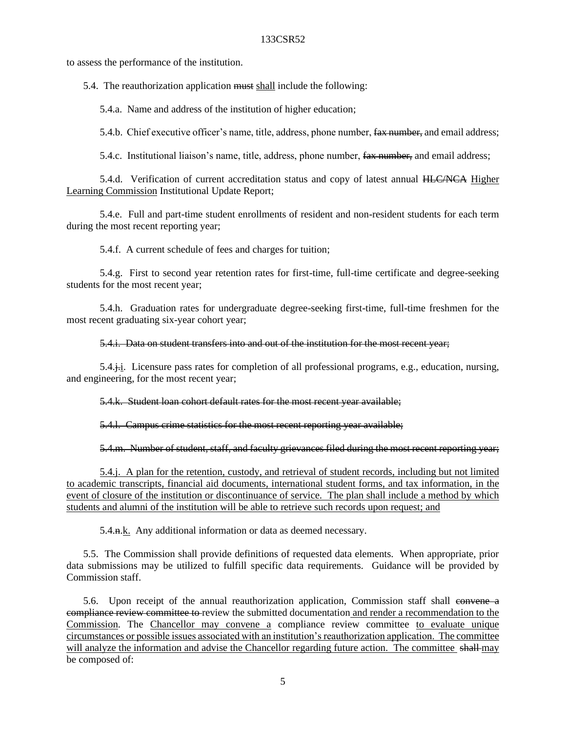to assess the performance of the institution.

5.4. The reauthorization application ~~must~~ <u>shall</u> include the following:

5.4.a. Name and address of the institution of higher education;

5.4.b. Chief executive officer's name, title, address, phone number, ~~fax number,~~ and email address;

5.4.c. Institutional liaison's name, title, address, phone number, ~~fax number,~~ and email address;

5.4.d. Verification of current accreditation status and copy of latest annual ~~HLC/NCA~~ <u>Higher Learning Commission</u> Institutional Update Report;

5.4.e. Full and part-time student enrollments of resident and non-resident students for each term during the most recent reporting year;

5.4.f. A current schedule of fees and charges for tuition;

5.4.g. First to second year retention rates for first-time, full-time certificate and degree-seeking students for the most recent year;

5.4.h. Graduation rates for undergraduate degree-seeking first-time, full-time freshmen for the most recent graduating six-year cohort year;

~~5.4.i. Data on student transfers into and out of the institution for the most recent year;~~

5.4.~~j.~~<u>i</u>. Licensure pass rates for completion of all professional programs, e.g., education, nursing, and engineering, for the most recent year;

~~5.4.k. Student loan cohort default rates for the most recent year available;~~

~~5.4.l. Campus crime statistics for the most recent reporting year available;~~

~~5.4.m. Number of student, staff, and faculty grievances filed during the most recent reporting year;~~

<u>5.4.j. A plan for the retention, custody, and retrieval of student records, including but not limited to academic transcripts, financial aid documents, international student forms, and tax information, in the event of closure of the institution or discontinuance of service. The plan shall include a method by which students and alumni of the institution will be able to retrieve such records upon request; and</u>

5.4.~~n.~~<u>k.</u> Any additional information or data as deemed necessary.

5.5. The Commission shall provide definitions of requested data elements. When appropriate, prior data submissions may be utilized to fulfill specific data requirements. Guidance will be provided by Commission staff.

5.6. Upon receipt of the annual reauthorization application, Commission staff shall ~~convene a compliance review committee to~~ review the submitted documentation <u>and render a recommendation to the Commission</u>. The <u>Chancellor may convene a</u> compliance review committee <u>to evaluate unique circumstances or possible issues associated with an institution's reauthorization application. The committee will analyze the information and advise the Chancellor regarding future action. The committee</u> ~~shall~~ <u>may</u> be composed of: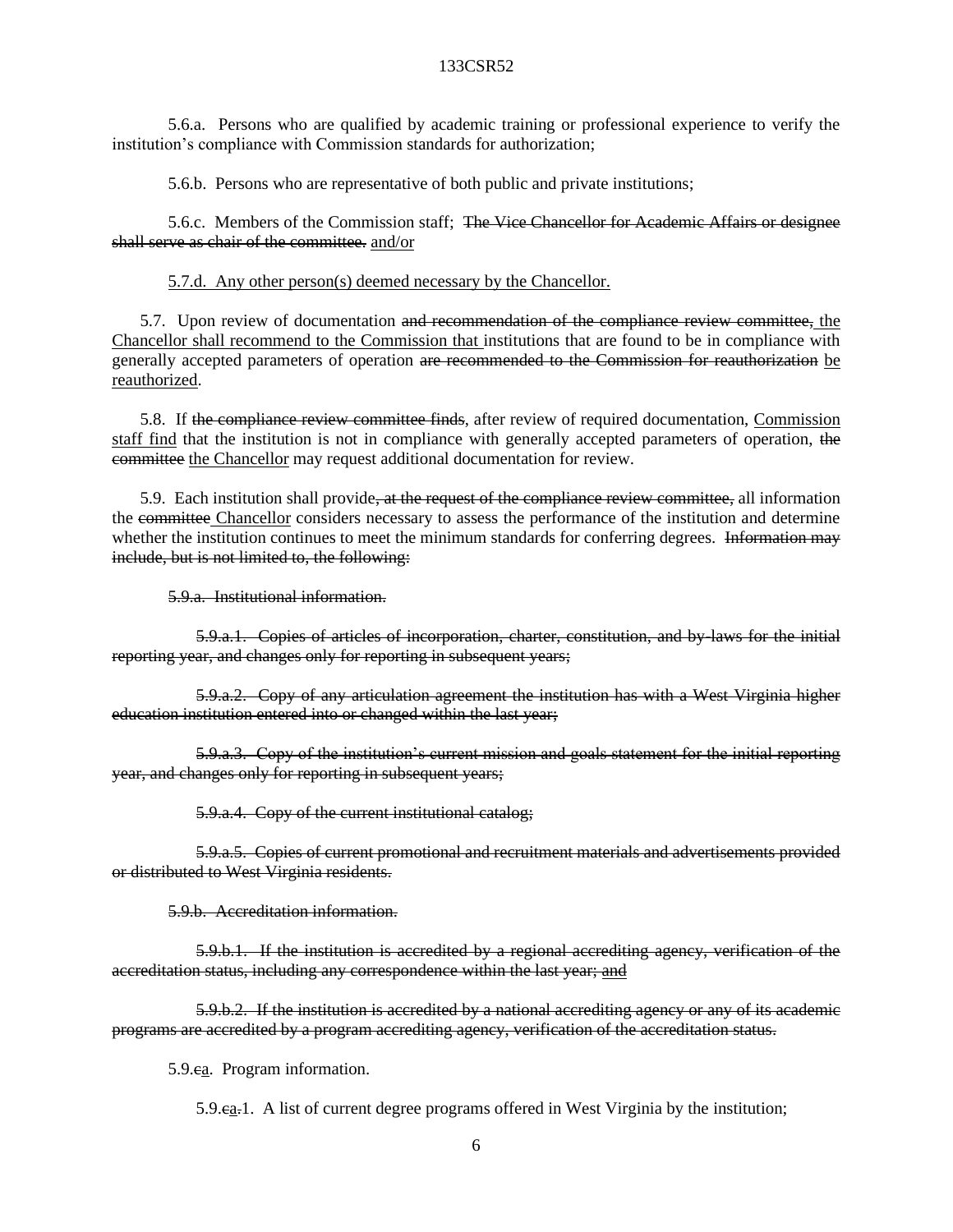5.6.a. Persons who are qualified by academic training or professional experience to verify the institution's compliance with Commission standards for authorization;

5.6.b. Persons who are representative of both public and private institutions;

5.6.c. Members of the Commission staff; ~~The Vice Chancellor for Academic Affairs or designee shall serve as chair of the committee.~~ <u>and/or</u>

<u>5.7.d. Any other person(s) deemed necessary by the Chancellor.</u>

5.7. Upon review of documentation ~~and recommendation of the compliance review committee,~~ <u>the Chancellor shall recommend to the Commission that</u> institutions that are found to be in compliance with generally accepted parameters of operation ~~are recommended to the Commission for reauthorization~~ <u>be reauthorized</u>.

5.8. If ~~the compliance review committee finds~~, after review of required documentation, <u>Commission staff find</u> that the institution is not in compliance with generally accepted parameters of operation, ~~the committee~~ <u>the Chancellor</u> may request additional documentation for review.

5.9. Each institution shall provide~~, at the request of the compliance review committee,~~ all information the ~~committee~~ <u>Chancellor</u> considers necessary to assess the performance of the institution and determine whether the institution continues to meet the minimum standards for conferring degrees. ~~Information may include, but is not limited to, the following:~~

~~5.9.a. Institutional information.~~

~~5.9.a.1. Copies of articles of incorporation, charter, constitution, and by-laws for the initial reporting year, and changes only for reporting in subsequent years;~~

~~5.9.a.2. Copy of any articulation agreement the institution has with a West Virginia higher education institution entered into or changed within the last year;~~

~~5.9.a.3. Copy of the institution's current mission and goals statement for the initial reporting year, and changes only for reporting in subsequent years;~~

~~5.9.a.4. Copy of the current institutional catalog;~~

~~5.9.a.5. Copies of current promotional and recruitment materials and advertisements provided or distributed to West Virginia residents.~~

~~5.9.b. Accreditation information.~~

~~5.9.b.1. If the institution is accredited by a regional accrediting agency, verification of the accreditation status, including any correspondence within the last year;~~ <u>and</u>

~~5.9.b.2. If the institution is accredited by a national accrediting agency or any of its academic programs are accredited by a program accrediting agency, verification of the accreditation status.~~

5.9.~~c~~<u>a</u>. Program information.

5.9.~~c~~<u>a</u>~~.~~.1. A list of current degree programs offered in West Virginia by the institution;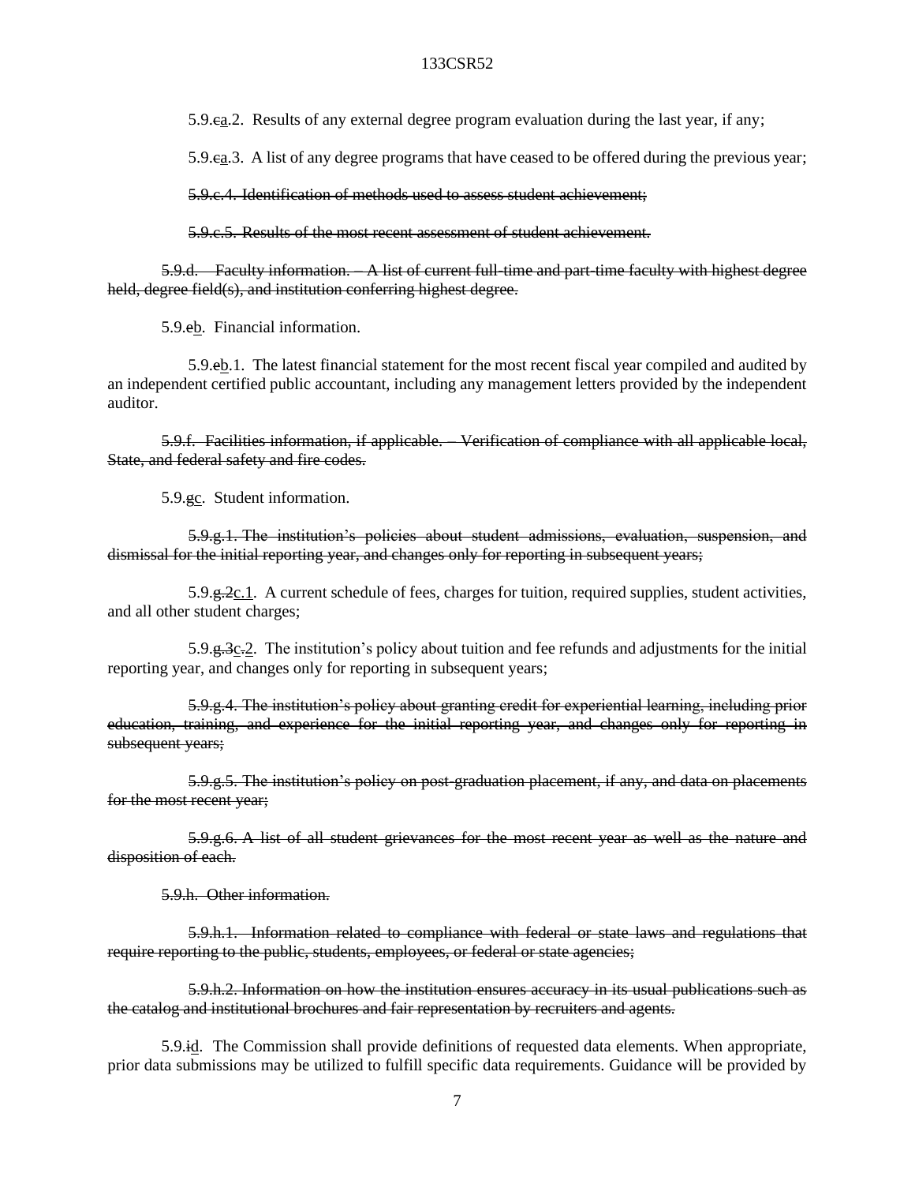5.9.~~c~~<u>a</u>.2. Results of any external degree program evaluation during the last year, if any;

5.9.~~c~~<u>a</u>.3. A list of any degree programs that have ceased to be offered during the previous year;

~~5.9.c.4. Identification of methods used to assess student achievement;~~

~~5.9.c.5. Results of the most recent assessment of student achievement.~~

~~5.9.d. Faculty information. – A list of current full-time and part-time faculty with highest degree held, degree field(s), and institution conferring highest degree.~~

5.9.~~e~~<u>b</u>. Financial information.

5.9.~~e~~<u>b</u>.1. The latest financial statement for the most recent fiscal year compiled and audited by an independent certified public accountant, including any management letters provided by the independent auditor.

~~5.9.f. Facilities information, if applicable. – Verification of compliance with all applicable local, State, and federal safety and fire codes.~~

5.9.~~g~~<u>c</u>. Student information.

~~5.9.g.1. The institution's policies about student admissions, evaluation, suspension, and dismissal for the initial reporting year, and changes only for reporting in subsequent years;~~

5.9.~~g.2~~<u>c.1</u>. A current schedule of fees, charges for tuition, required supplies, student activities, and all other student charges;

5.9.~~g.3~~<u>c.2</u>. The institution's policy about tuition and fee refunds and adjustments for the initial reporting year, and changes only for reporting in subsequent years;

~~5.9.g.4. The institution's policy about granting credit for experiential learning, including prior education, training, and experience for the initial reporting year, and changes only for reporting in subsequent years;~~

~~5.9.g.5. The institution's policy on post-graduation placement, if any, and data on placements for the most recent year;~~

~~5.9.g.6. A list of all student grievances for the most recent year as well as the nature and disposition of each.~~

~~5.9.h. Other information.~~

~~5.9.h.1. Information related to compliance with federal or state laws and regulations that require reporting to the public, students, employees, or federal or state agencies;~~

~~5.9.h.2. Information on how the institution ensures accuracy in its usual publications such as the catalog and institutional brochures and fair representation by recruiters and agents.~~

5.9.~~i~~<u>d</u>. The Commission shall provide definitions of requested data elements. When appropriate, prior data submissions may be utilized to fulfill specific data requirements. Guidance will be provided by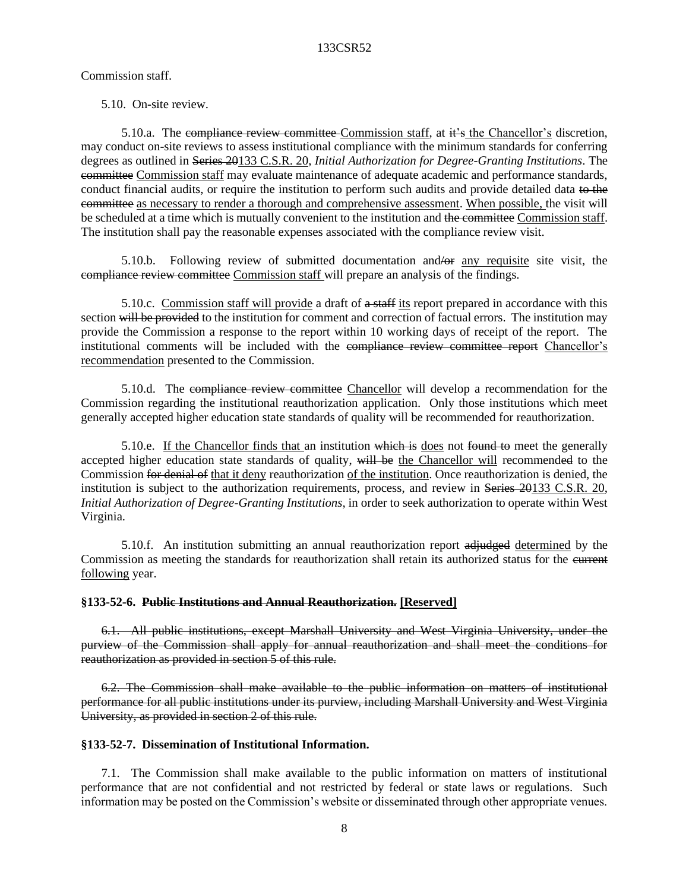Commission staff.

5.10. On-site review.

5.10.a. The ~~compliance review committee~~ <u>Commission staff</u>, at ~~it's~~ <u>the Chancellor's</u> discretion, may conduct on-site reviews to assess institutional compliance with the minimum standards for conferring degrees as outlined in ~~Series 20~~<u>133 C.S.R. 20</u>, *Initial Authorization for Degree-Granting Institutions*. The ~~committee~~ <u>Commission staff</u> may evaluate maintenance of adequate academic and performance standards, conduct financial audits, or require the institution to perform such audits and provide detailed data ~~to the committee~~ <u>as necessary to render a thorough and comprehensive assessment</u>. <u>When possible,</u> the visit will be scheduled at a time which is mutually convenient to the institution and ~~the committee~~ <u>Commission staff</u>. The institution shall pay the reasonable expenses associated with the compliance review visit.

5.10.b. Following review of submitted documentation and~~/or~~ <u>any requisite</u> site visit, the ~~compliance review committee~~ <u>Commission staff</u> will prepare an analysis of the findings.

5.10.c. <u>Commission staff will provide</u> a draft of ~~a staff~~ <u>its</u> report prepared in accordance with this section ~~will be provided~~ to the institution for comment and correction of factual errors. The institution may provide the Commission a response to the report within 10 working days of receipt of the report. The institutional comments will be included with the ~~compliance review committee report~~ <u>Chancellor's recommendation</u> presented to the Commission.

5.10.d. The ~~compliance review committee~~ <u>Chancellor</u> will develop a recommendation for the Commission regarding the institutional reauthorization application. Only those institutions which meet generally accepted higher education state standards of quality will be recommended for reauthorization.

5.10.e. <u>If the Chancellor finds that</u> an institution ~~which is~~ <u>does</u> not ~~found to~~ meet the generally accepted higher education state standards of quality, ~~will be~~ <u>the Chancellor will</u> recommend~~ed~~ to the Commission ~~for denial of~~ <u>that it deny</u> reauthorization <u>of the institution</u>. Once reauthorization is denied, the institution is subject to the authorization requirements, process, and review in ~~Series 20~~<u>133 C.S.R. 20</u>, *Initial Authorization of Degree-Granting Institutions*, in order to seek authorization to operate within West Virginia.

5.10.f. An institution submitting an annual reauthorization report ~~adjudged~~ <u>determined</u> by the Commission as meeting the standards for reauthorization shall retain its authorized status for the ~~current~~ <u>following</u> year.

**§133-52-6. ~~Public Institutions and Annual Reauthorization.~~ <u>[Reserved]</u>**

~~6.1. All public institutions, except Marshall University and West Virginia University, under the purview of the Commission shall apply for annual reauthorization and shall meet the conditions for reauthorization as provided in section 5 of this rule.~~

~~6.2. The Commission shall make available to the public information on matters of institutional performance for all public institutions under its purview, including Marshall University and West Virginia University, as provided in section 2 of this rule.~~

**§133-52-7. Dissemination of Institutional Information.**

7.1. The Commission shall make available to the public information on matters of institutional performance that are not confidential and not restricted by federal or state laws or regulations. Such information may be posted on the Commission's website or disseminated through other appropriate venues.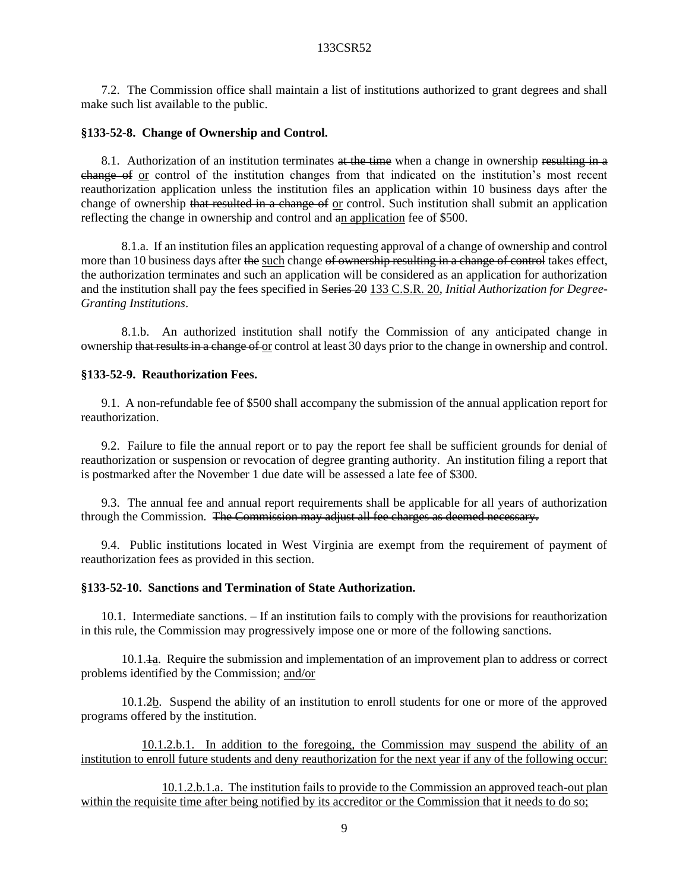7.2. The Commission office shall maintain a list of institutions authorized to grant degrees and shall make such list available to the public.

**§133-52-8. Change of Ownership and Control.**

8.1. Authorization of an institution terminates ~~at the time~~ when a change in ownership ~~resulting in a change of~~ <u>or</u> control of the institution changes from that indicated on the institution's most recent reauthorization application unless the institution files an application within 10 business days after the change of ownership ~~that resulted in a change of~~ <u>or</u> control. Such institution shall submit an application reflecting the change in ownership and control and a<u>n application</u> fee of $500.

8.1.a. If an institution files an application requesting approval of a change of ownership and control more than 10 business days after ~~the~~ <u>such</u> change ~~of ownership resulting in a change of control~~ takes effect, the authorization terminates and such an application will be considered as an application for authorization and the institution shall pay the fees specified in ~~Series 20~~ <u>133 C.S.R. 20</u>, *Initial Authorization for Degree-Granting Institutions*.

8.1.b. An authorized institution shall notify the Commission of any anticipated change in ownership ~~that results in a change of~~ <u>or</u> control at least 30 days prior to the change in ownership and control.

**§133-52-9. Reauthorization Fees.**

9.1. A non-refundable fee of $500 shall accompany the submission of the annual application report for reauthorization.

9.2. Failure to file the annual report or to pay the report fee shall be sufficient grounds for denial of reauthorization or suspension or revocation of degree granting authority. An institution filing a report that is postmarked after the November 1 due date will be assessed a late fee of $300.

9.3. The annual fee and annual report requirements shall be applicable for all years of authorization through the Commission. ~~The Commission may adjust all fee charges as deemed necessary.~~

9.4. Public institutions located in West Virginia are exempt from the requirement of payment of reauthorization fees as provided in this section.

**§133-52-10. Sanctions and Termination of State Authorization.**

10.1. Intermediate sanctions. – If an institution fails to comply with the provisions for reauthorization in this rule, the Commission may progressively impose one or more of the following sanctions.

10.1.~~1~~<u>a</u>. Require the submission and implementation of an improvement plan to address or correct problems identified by the Commission; <u>and/or</u>

10.1.~~2~~<u>b</u>. Suspend the ability of an institution to enroll students for one or more of the approved programs offered by the institution.

<u>10.1.2.b.1. In addition to the foregoing, the Commission may suspend the ability of an institution to enroll future students and deny reauthorization for the next year if any of the following occur:</u>

<u>10.1.2.b.1.a. The institution fails to provide to the Commission an approved teach-out plan within the requisite time after being notified by its accreditor or the Commission that it needs to do so;</u>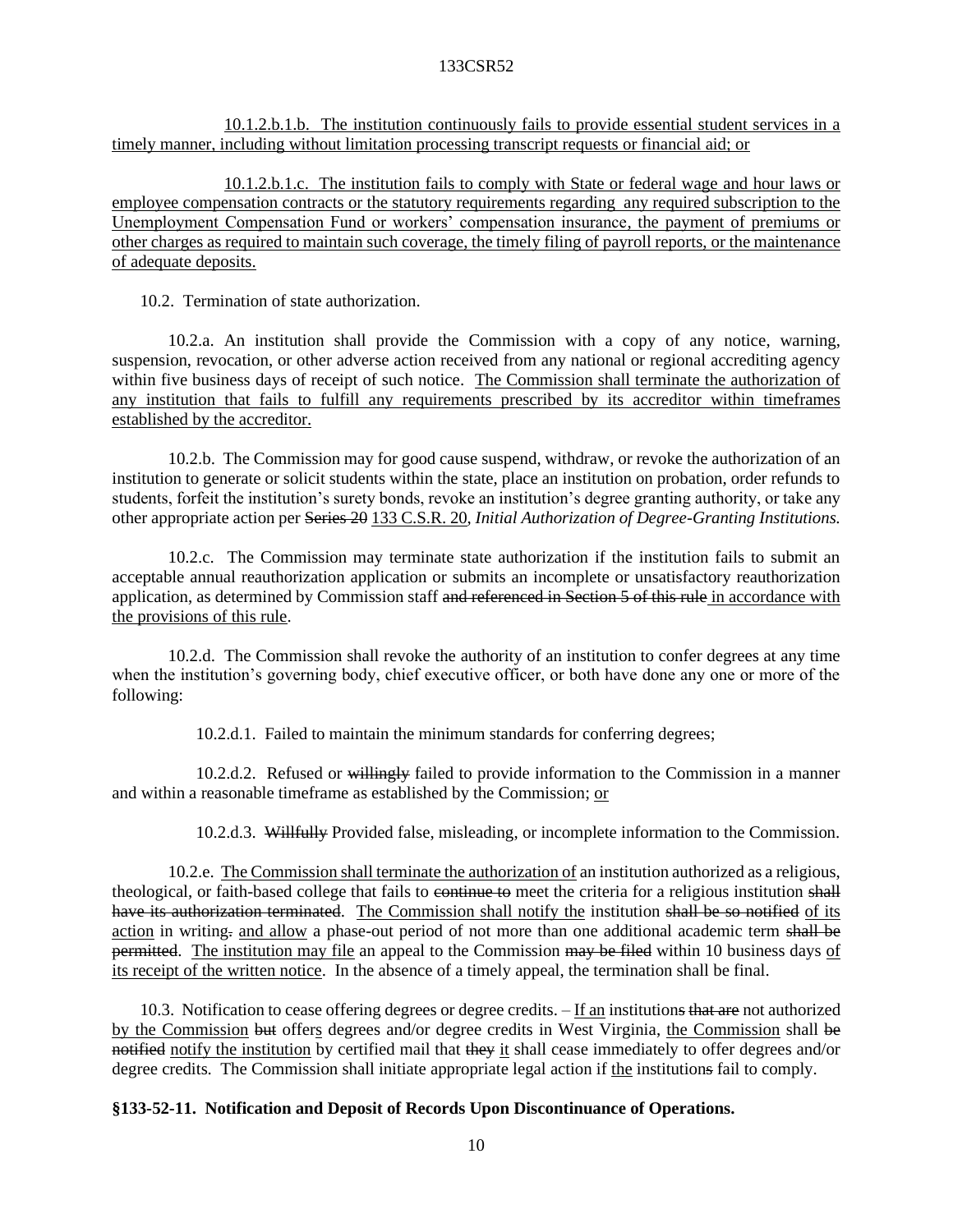10.1.2.b.1.b. The institution continuously fails to provide essential student services in a timely manner, including without limitation processing transcript requests or financial aid; or

10.1.2.b.1.c. The institution fails to comply with State or federal wage and hour laws or employee compensation contracts or the statutory requirements regarding any required subscription to the Unemployment Compensation Fund or workers' compensation insurance, the payment of premiums or other charges as required to maintain such coverage, the timely filing of payroll reports, or the maintenance of adequate deposits.

10.2. Termination of state authorization.

10.2.a. An institution shall provide the Commission with a copy of any notice, warning, suspension, revocation, or other adverse action received from any national or regional accrediting agency within five business days of receipt of such notice. The Commission shall terminate the authorization of any institution that fails to fulfill any requirements prescribed by its accreditor within timeframes established by the accreditor.

10.2.b. The Commission may for good cause suspend, withdraw, or revoke the authorization of an institution to generate or solicit students within the state, place an institution on probation, order refunds to students, forfeit the institution's surety bonds, revoke an institution's degree granting authority, or take any other appropriate action per ~~Series 20~~ 133 C.S.R. 20, *Initial Authorization of Degree-Granting Institutions.*

10.2.c. The Commission may terminate state authorization if the institution fails to submit an acceptable annual reauthorization application or submits an incomplete or unsatisfactory reauthorization application, as determined by Commission staff ~~and referenced in Section 5 of this rule~~ in accordance with the provisions of this rule.

10.2.d. The Commission shall revoke the authority of an institution to confer degrees at any time when the institution's governing body, chief executive officer, or both have done any one or more of the following:

10.2.d.1. Failed to maintain the minimum standards for conferring degrees;

10.2.d.2. Refused or ~~willingly~~ failed to provide information to the Commission in a manner and within a reasonable timeframe as established by the Commission; or

10.2.d.3. ~~Willfully~~ Provided false, misleading, or incomplete information to the Commission.

10.2.e. The Commission shall terminate the authorization of an institution authorized as a religious, theological, or faith-based college that fails to ~~continue to~~ meet the criteria for a religious institution ~~shall have its authorization terminated~~. The Commission shall notify the institution ~~shall be so notified~~ of its action in writing~~.~~ and allow a phase-out period of not more than one additional academic term ~~shall be permitted~~. The institution may file an appeal to the Commission ~~may be filed~~ within 10 business days of its receipt of the written notice. In the absence of a timely appeal, the termination shall be final.

10.3. Notification to cease offering degrees or degree credits. – If an institution~~s that are~~ not authorized by the Commission ~~but~~ offers degrees and/or degree credits in West Virginia, the Commission shall ~~be notified~~ notify the institution by certified mail that ~~they~~ it shall cease immediately to offer degrees and/or degree credits. The Commission shall initiate appropriate legal action if the institution~~s~~ fail to comply.

**§133-52-11. Notification and Deposit of Records Upon Discontinuance of Operations.**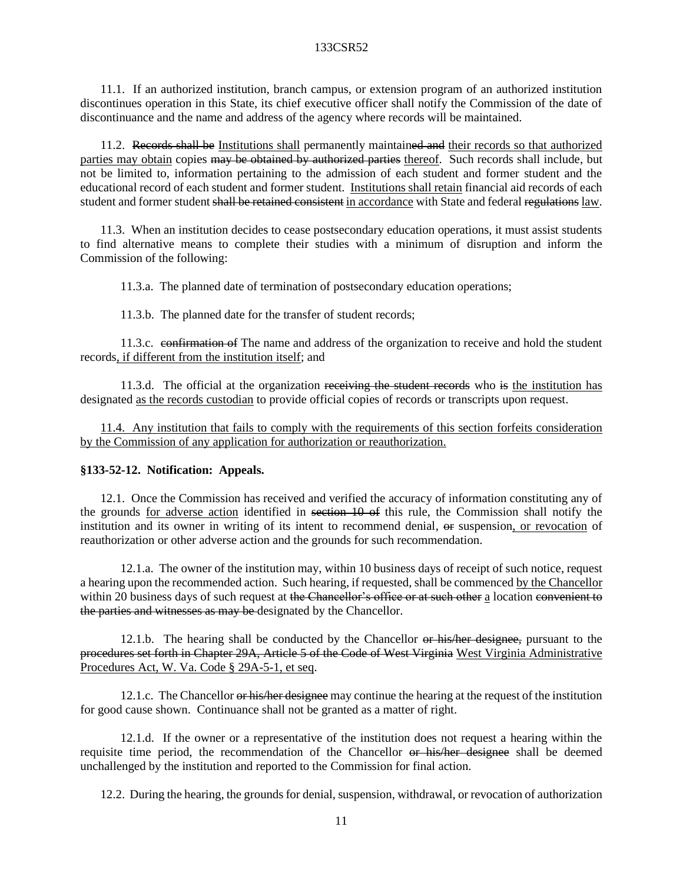11.1. If an authorized institution, branch campus, or extension program of an authorized institution discontinues operation in this State, its chief executive officer shall notify the Commission of the date of discontinuance and the name and address of the agency where records will be maintained.

11.2. ~~Records shall be~~ <u>Institutions shall</u> permanently maintain~~ed and~~ <u>their records so that authorized parties may obtain</u> copies ~~may be obtained by authorized parties~~ <u>thereof</u>. Such records shall include, but not be limited to, information pertaining to the admission of each student and former student and the educational record of each student and former student. <u>Institutions shall retain</u> financial aid records of each student and former student ~~shall be retained consistent~~ <u>in accordance</u> with State and federal ~~regulations~~ <u>law</u>.

11.3. When an institution decides to cease postsecondary education operations, it must assist students to find alternative means to complete their studies with a minimum of disruption and inform the Commission of the following:

11.3.a. The planned date of termination of postsecondary education operations;

11.3.b. The planned date for the transfer of student records;

11.3.c. ~~confirmation of~~ The name and address of the organization to receive and hold the student records<u>, if different from the institution itself</u>; and

11.3.d. The official at the organization ~~receiving the student records~~ who ~~is~~ <u>the institution has</u> designated <u>as the records custodian</u> to provide official copies of records or transcripts upon request.

<u>11.4. Any institution that fails to comply with the requirements of this section forfeits consideration by the Commission of any application for authorization or reauthorization.</u>

**§133-52-12. Notification: Appeals.**

12.1. Once the Commission has received and verified the accuracy of information constituting any of the grounds <u>for adverse action</u> identified in ~~section 10 of~~ this rule, the Commission shall notify the institution and its owner in writing of its intent to recommend denial, ~~or~~ suspension<u>, or revocation</u> of reauthorization or other adverse action and the grounds for such recommendation.

12.1.a. The owner of the institution may, within 10 business days of receipt of such notice, request a hearing upon the recommended action. Such hearing, if requested, shall be commenced <u>by the Chancellor</u> within 20 business days of such request at ~~the Chancellor's office or at such other~~ <u>a</u> location ~~convenient to the parties and witnesses as may be~~ designated by the Chancellor.

12.1.b. The hearing shall be conducted by the Chancellor ~~or his/her designee,~~ pursuant to the ~~procedures set forth in Chapter 29A, Article 5 of the Code of West Virginia~~ <u>West Virginia Administrative Procedures Act, W. Va. Code § 29A-5-1, et seq</u>.

12.1.c. The Chancellor ~~or his/her designee~~ may continue the hearing at the request of the institution for good cause shown. Continuance shall not be granted as a matter of right.

12.1.d. If the owner or a representative of the institution does not request a hearing within the requisite time period, the recommendation of the Chancellor ~~or his/her designee~~ shall be deemed unchallenged by the institution and reported to the Commission for final action.

12.2. During the hearing, the grounds for denial, suspension, withdrawal, or revocation of authorization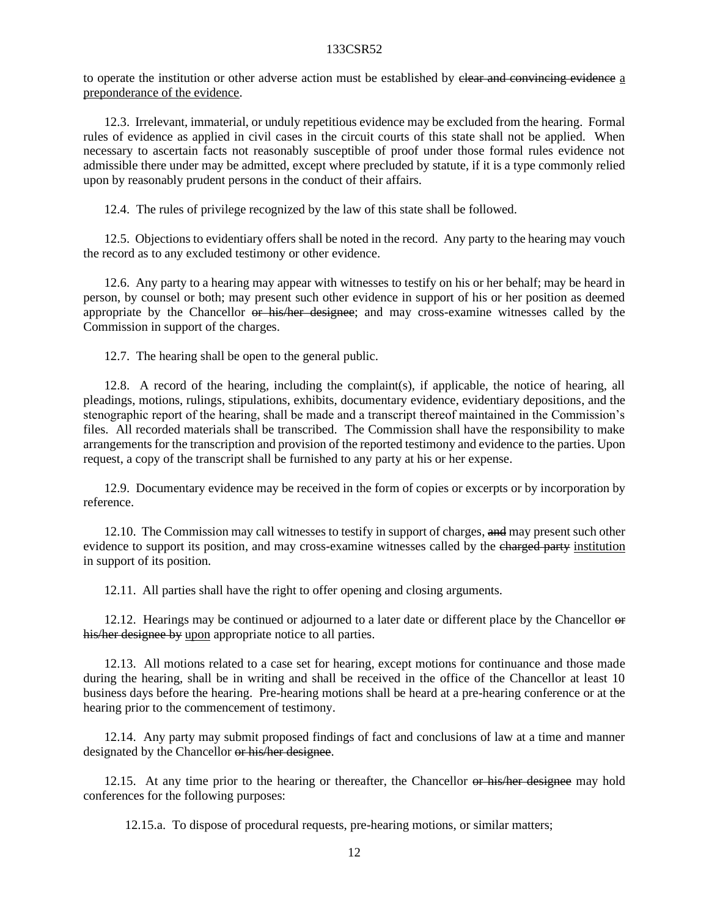to operate the institution or other adverse action must be established by ~~clear and convincing evidence~~ <u>a preponderance of the evidence</u>.

12.3. Irrelevant, immaterial, or unduly repetitious evidence may be excluded from the hearing. Formal rules of evidence as applied in civil cases in the circuit courts of this state shall not be applied. When necessary to ascertain facts not reasonably susceptible of proof under those formal rules evidence not admissible there under may be admitted, except where precluded by statute, if it is a type commonly relied upon by reasonably prudent persons in the conduct of their affairs.

12.4. The rules of privilege recognized by the law of this state shall be followed.

12.5. Objections to evidentiary offers shall be noted in the record. Any party to the hearing may vouch the record as to any excluded testimony or other evidence.

12.6. Any party to a hearing may appear with witnesses to testify on his or her behalf; may be heard in person, by counsel or both; may present such other evidence in support of his or her position as deemed appropriate by the Chancellor ~~or his/her designee~~; and may cross-examine witnesses called by the Commission in support of the charges.

12.7. The hearing shall be open to the general public.

12.8. A record of the hearing, including the complaint(s), if applicable, the notice of hearing, all pleadings, motions, rulings, stipulations, exhibits, documentary evidence, evidentiary depositions, and the stenographic report of the hearing, shall be made and a transcript thereof maintained in the Commission's files. All recorded materials shall be transcribed. The Commission shall have the responsibility to make arrangements for the transcription and provision of the reported testimony and evidence to the parties. Upon request, a copy of the transcript shall be furnished to any party at his or her expense.

12.9. Documentary evidence may be received in the form of copies or excerpts or by incorporation by reference.

12.10. The Commission may call witnesses to testify in support of charges, ~~and~~ may present such other evidence to support its position, and may cross-examine witnesses called by the ~~charged party~~ <u>institution</u> in support of its position.

12.11. All parties shall have the right to offer opening and closing arguments.

12.12. Hearings may be continued or adjourned to a later date or different place by the Chancellor ~~or his/her designee by~~ <u>upon</u> appropriate notice to all parties.

12.13. All motions related to a case set for hearing, except motions for continuance and those made during the hearing, shall be in writing and shall be received in the office of the Chancellor at least 10 business days before the hearing. Pre-hearing motions shall be heard at a pre-hearing conference or at the hearing prior to the commencement of testimony.

12.14. Any party may submit proposed findings of fact and conclusions of law at a time and manner designated by the Chancellor ~~or his/her designee~~.

12.15. At any time prior to the hearing or thereafter, the Chancellor ~~or his/her designee~~ may hold conferences for the following purposes:

12.15.a. To dispose of procedural requests, pre-hearing motions, or similar matters;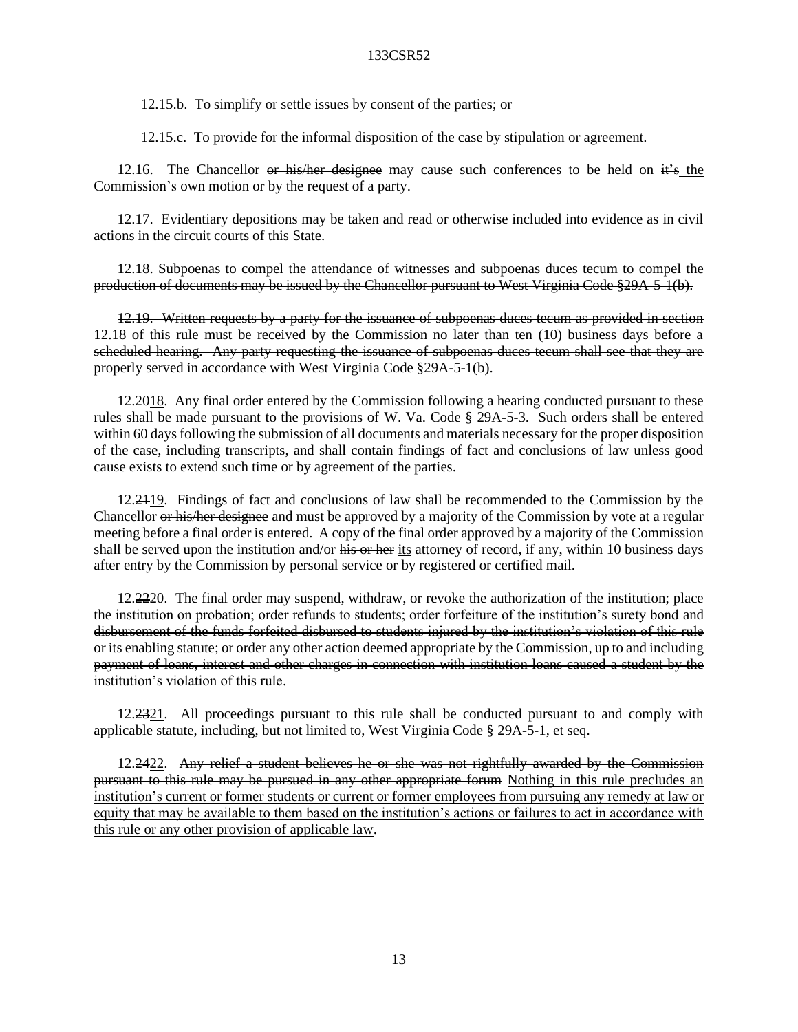12.15.b. To simplify or settle issues by consent of the parties; or

12.15.c. To provide for the informal disposition of the case by stipulation or agreement.

12.16. The Chancellor ~~or his/her designee~~ may cause such conferences to be held on ~~it's~~ the Commission's own motion or by the request of a party.

12.17. Evidentiary depositions may be taken and read or otherwise included into evidence as in civil actions in the circuit courts of this State.

~~12.18. Subpoenas to compel the attendance of witnesses and subpoenas duces tecum to compel the production of documents may be issued by the Chancellor pursuant to West Virginia Code §29A-5-1(b).~~

~~12.19. Written requests by a party for the issuance of subpoenas duces tecum as provided in section 12.18 of this rule must be received by the Commission no later than ten (10) business days before a scheduled hearing. Any party requesting the issuance of subpoenas duces tecum shall see that they are properly served in accordance with West Virginia Code §29A-5-1(b).~~

12.~~20~~18. Any final order entered by the Commission following a hearing conducted pursuant to these rules shall be made pursuant to the provisions of W. Va. Code § 29A-5-3. Such orders shall be entered within 60 days following the submission of all documents and materials necessary for the proper disposition of the case, including transcripts, and shall contain findings of fact and conclusions of law unless good cause exists to extend such time or by agreement of the parties.

12.~~21~~19. Findings of fact and conclusions of law shall be recommended to the Commission by the Chancellor ~~or his/her designee~~ and must be approved by a majority of the Commission by vote at a regular meeting before a final order is entered. A copy of the final order approved by a majority of the Commission shall be served upon the institution and/or ~~his or her~~ its attorney of record, if any, within 10 business days after entry by the Commission by personal service or by registered or certified mail.

12.~~22~~20. The final order may suspend, withdraw, or revoke the authorization of the institution; place the institution on probation; order refunds to students; order forfeiture of the institution's surety bond ~~and disbursement of the funds forfeited disbursed to students injured by the institution's violation of this rule or its enabling statute~~; or order any other action deemed appropriate by the Commission~~, up to and including payment of loans, interest and other charges in connection with institution loans caused a student by the institution's violation of this rule~~.

12.~~23~~21. All proceedings pursuant to this rule shall be conducted pursuant to and comply with applicable statute, including, but not limited to, West Virginia Code § 29A-5-1, et seq.

12.~~24~~22. ~~Any relief a student believes he or she was not rightfully awarded by the Commission pursuant to this rule may be pursued in any other appropriate forum~~ Nothing in this rule precludes an institution's current or former students or current or former employees from pursuing any remedy at law or equity that may be available to them based on the institution's actions or failures to act in accordance with this rule or any other provision of applicable law.